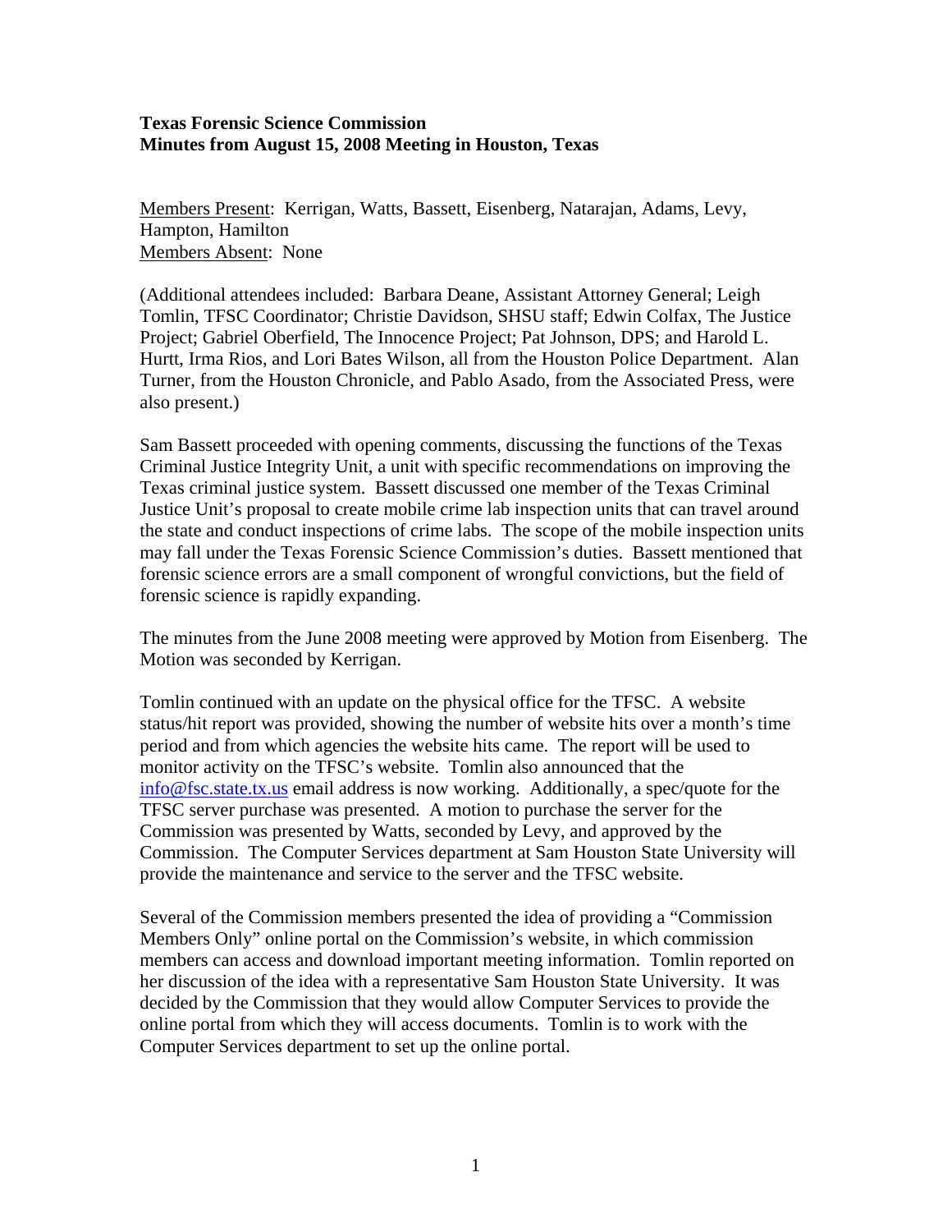**Texas Forensic Science Commission**
**Minutes from August 15, 2008 Meeting in Houston, Texas**

Members Present: Kerrigan, Watts, Bassett, Eisenberg, Natarajan, Adams, Levy, Hampton, Hamilton
Members Absent: None

(Additional attendees included: Barbara Deane, Assistant Attorney General; Leigh Tomlin, TFSC Coordinator; Christie Davidson, SHSU staff; Edwin Colfax, The Justice Project; Gabriel Oberfield, The Innocence Project; Pat Johnson, DPS; and Harold L. Hurtt, Irma Rios, and Lori Bates Wilson, all from the Houston Police Department. Alan Turner, from the Houston Chronicle, and Pablo Asado, from the Associated Press, were also present.)

Sam Bassett proceeded with opening comments, discussing the functions of the Texas Criminal Justice Integrity Unit, a unit with specific recommendations on improving the Texas criminal justice system. Bassett discussed one member of the Texas Criminal Justice Unit's proposal to create mobile crime lab inspection units that can travel around the state and conduct inspections of crime labs. The scope of the mobile inspection units may fall under the Texas Forensic Science Commission's duties. Bassett mentioned that forensic science errors are a small component of wrongful convictions, but the field of forensic science is rapidly expanding.

The minutes from the June 2008 meeting were approved by Motion from Eisenberg. The Motion was seconded by Kerrigan.

Tomlin continued with an update on the physical office for the TFSC. A website status/hit report was provided, showing the number of website hits over a month's time period and from which agencies the website hits came. The report will be used to monitor activity on the TFSC's website. Tomlin also announced that the info@fsc.state.tx.us email address is now working. Additionally, a spec/quote for the TFSC server purchase was presented. A motion to purchase the server for the Commission was presented by Watts, seconded by Levy, and approved by the Commission. The Computer Services department at Sam Houston State University will provide the maintenance and service to the server and the TFSC website.

Several of the Commission members presented the idea of providing a "Commission Members Only" online portal on the Commission's website, in which commission members can access and download important meeting information. Tomlin reported on her discussion of the idea with a representative Sam Houston State University. It was decided by the Commission that they would allow Computer Services to provide the online portal from which they will access documents. Tomlin is to work with the Computer Services department to set up the online portal.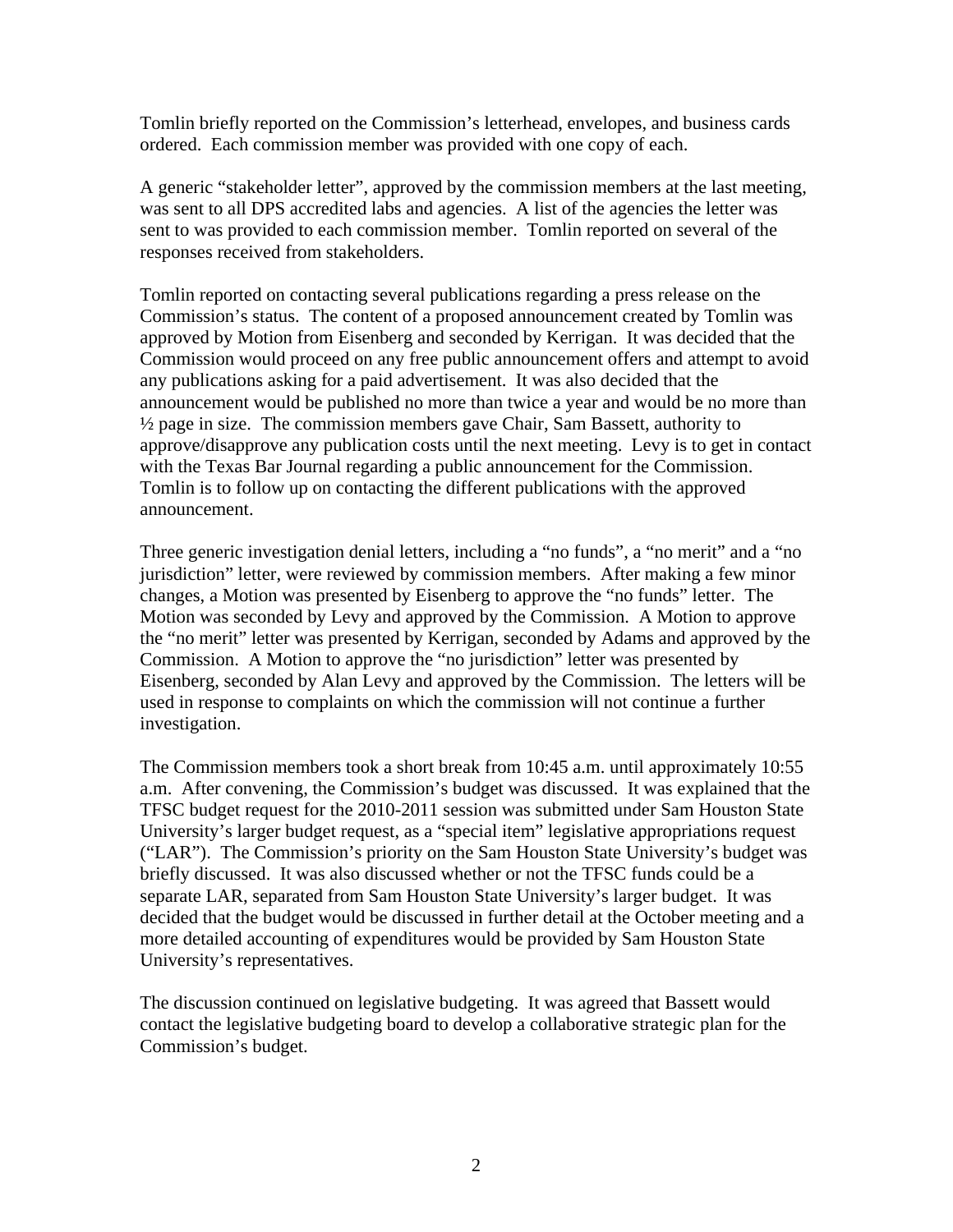Tomlin briefly reported on the Commission's letterhead, envelopes, and business cards ordered. Each commission member was provided with one copy of each.

A generic "stakeholder letter", approved by the commission members at the last meeting, was sent to all DPS accredited labs and agencies. A list of the agencies the letter was sent to was provided to each commission member. Tomlin reported on several of the responses received from stakeholders.

Tomlin reported on contacting several publications regarding a press release on the Commission's status. The content of a proposed announcement created by Tomlin was approved by Motion from Eisenberg and seconded by Kerrigan. It was decided that the Commission would proceed on any free public announcement offers and attempt to avoid any publications asking for a paid advertisement. It was also decided that the announcement would be published no more than twice a year and would be no more than ½ page in size. The commission members gave Chair, Sam Bassett, authority to approve/disapprove any publication costs until the next meeting. Levy is to get in contact with the Texas Bar Journal regarding a public announcement for the Commission. Tomlin is to follow up on contacting the different publications with the approved announcement.

Three generic investigation denial letters, including a "no funds", a "no merit" and a "no jurisdiction" letter, were reviewed by commission members. After making a few minor changes, a Motion was presented by Eisenberg to approve the "no funds" letter. The Motion was seconded by Levy and approved by the Commission. A Motion to approve the "no merit" letter was presented by Kerrigan, seconded by Adams and approved by the Commission. A Motion to approve the "no jurisdiction" letter was presented by Eisenberg, seconded by Alan Levy and approved by the Commission. The letters will be used in response to complaints on which the commission will not continue a further investigation.

The Commission members took a short break from 10:45 a.m. until approximately 10:55 a.m. After convening, the Commission's budget was discussed. It was explained that the TFSC budget request for the 2010-2011 session was submitted under Sam Houston State University's larger budget request, as a "special item" legislative appropriations request ("LAR"). The Commission's priority on the Sam Houston State University's budget was briefly discussed. It was also discussed whether or not the TFSC funds could be a separate LAR, separated from Sam Houston State University's larger budget. It was decided that the budget would be discussed in further detail at the October meeting and a more detailed accounting of expenditures would be provided by Sam Houston State University's representatives.

The discussion continued on legislative budgeting. It was agreed that Bassett would contact the legislative budgeting board to develop a collaborative strategic plan for the Commission's budget.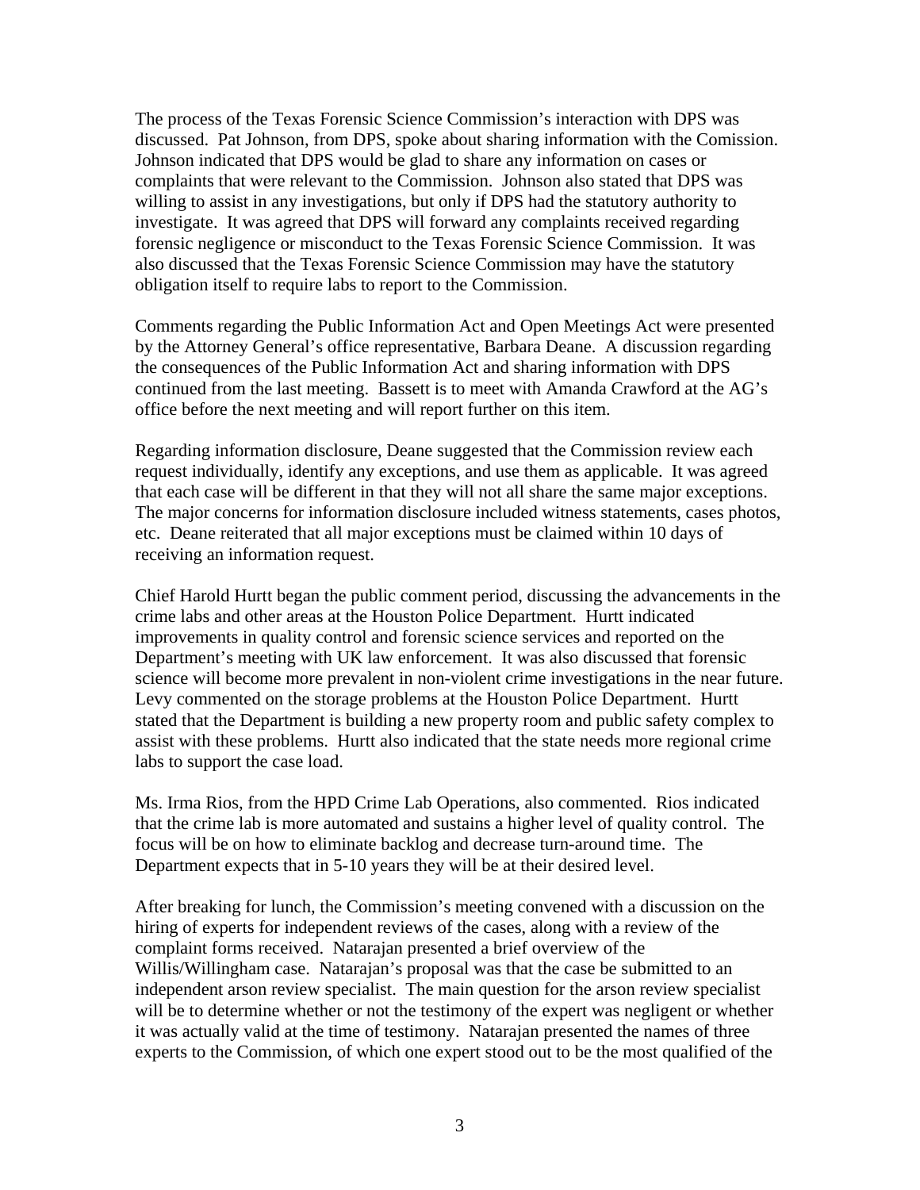The process of the Texas Forensic Science Commission's interaction with DPS was discussed. Pat Johnson, from DPS, spoke about sharing information with the Comission. Johnson indicated that DPS would be glad to share any information on cases or complaints that were relevant to the Commission. Johnson also stated that DPS was willing to assist in any investigations, but only if DPS had the statutory authority to investigate. It was agreed that DPS will forward any complaints received regarding forensic negligence or misconduct to the Texas Forensic Science Commission. It was also discussed that the Texas Forensic Science Commission may have the statutory obligation itself to require labs to report to the Commission.

Comments regarding the Public Information Act and Open Meetings Act were presented by the Attorney General's office representative, Barbara Deane. A discussion regarding the consequences of the Public Information Act and sharing information with DPS continued from the last meeting. Bassett is to meet with Amanda Crawford at the AG's office before the next meeting and will report further on this item.

Regarding information disclosure, Deane suggested that the Commission review each request individually, identify any exceptions, and use them as applicable. It was agreed that each case will be different in that they will not all share the same major exceptions. The major concerns for information disclosure included witness statements, cases photos, etc. Deane reiterated that all major exceptions must be claimed within 10 days of receiving an information request.

Chief Harold Hurtt began the public comment period, discussing the advancements in the crime labs and other areas at the Houston Police Department. Hurtt indicated improvements in quality control and forensic science services and reported on the Department's meeting with UK law enforcement. It was also discussed that forensic science will become more prevalent in non-violent crime investigations in the near future. Levy commented on the storage problems at the Houston Police Department. Hurtt stated that the Department is building a new property room and public safety complex to assist with these problems. Hurtt also indicated that the state needs more regional crime labs to support the case load.

Ms. Irma Rios, from the HPD Crime Lab Operations, also commented. Rios indicated that the crime lab is more automated and sustains a higher level of quality control. The focus will be on how to eliminate backlog and decrease turn-around time. The Department expects that in 5-10 years they will be at their desired level.

After breaking for lunch, the Commission's meeting convened with a discussion on the hiring of experts for independent reviews of the cases, along with a review of the complaint forms received. Natarajan presented a brief overview of the Willis/Willingham case. Natarajan's proposal was that the case be submitted to an independent arson review specialist. The main question for the arson review specialist will be to determine whether or not the testimony of the expert was negligent or whether it was actually valid at the time of testimony. Natarajan presented the names of three experts to the Commission, of which one expert stood out to be the most qualified of the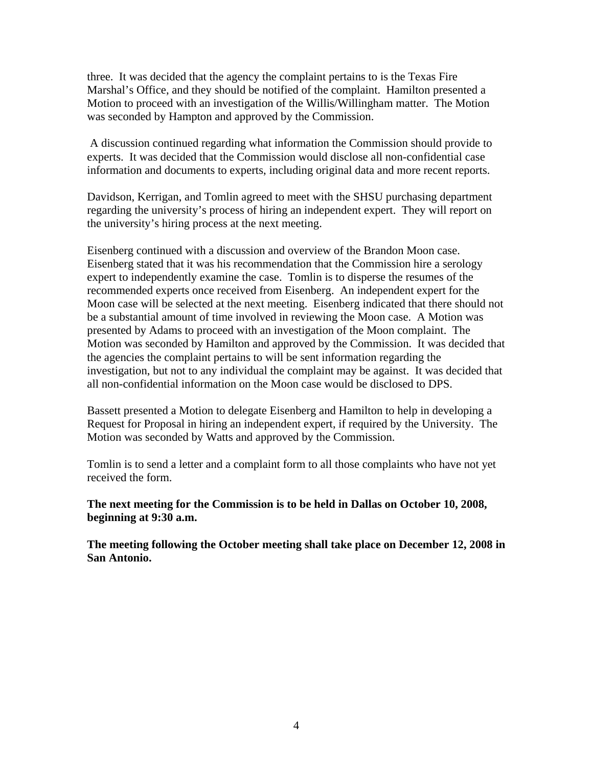three. It was decided that the agency the complaint pertains to is the Texas Fire Marshal's Office, and they should be notified of the complaint. Hamilton presented a Motion to proceed with an investigation of the Willis/Willingham matter. The Motion was seconded by Hampton and approved by the Commission.

A discussion continued regarding what information the Commission should provide to experts. It was decided that the Commission would disclose all non-confidential case information and documents to experts, including original data and more recent reports.

Davidson, Kerrigan, and Tomlin agreed to meet with the SHSU purchasing department regarding the university's process of hiring an independent expert. They will report on the university's hiring process at the next meeting.

Eisenberg continued with a discussion and overview of the Brandon Moon case. Eisenberg stated that it was his recommendation that the Commission hire a serology expert to independently examine the case. Tomlin is to disperse the resumes of the recommended experts once received from Eisenberg. An independent expert for the Moon case will be selected at the next meeting. Eisenberg indicated that there should not be a substantial amount of time involved in reviewing the Moon case. A Motion was presented by Adams to proceed with an investigation of the Moon complaint. The Motion was seconded by Hamilton and approved by the Commission. It was decided that the agencies the complaint pertains to will be sent information regarding the investigation, but not to any individual the complaint may be against. It was decided that all non-confidential information on the Moon case would be disclosed to DPS.

Bassett presented a Motion to delegate Eisenberg and Hamilton to help in developing a Request for Proposal in hiring an independent expert, if required by the University. The Motion was seconded by Watts and approved by the Commission.

Tomlin is to send a letter and a complaint form to all those complaints who have not yet received the form.

**The next meeting for the Commission is to be held in Dallas on October 10, 2008, beginning at 9:30 a.m.**

**The meeting following the October meeting shall take place on December 12, 2008 in San Antonio.**